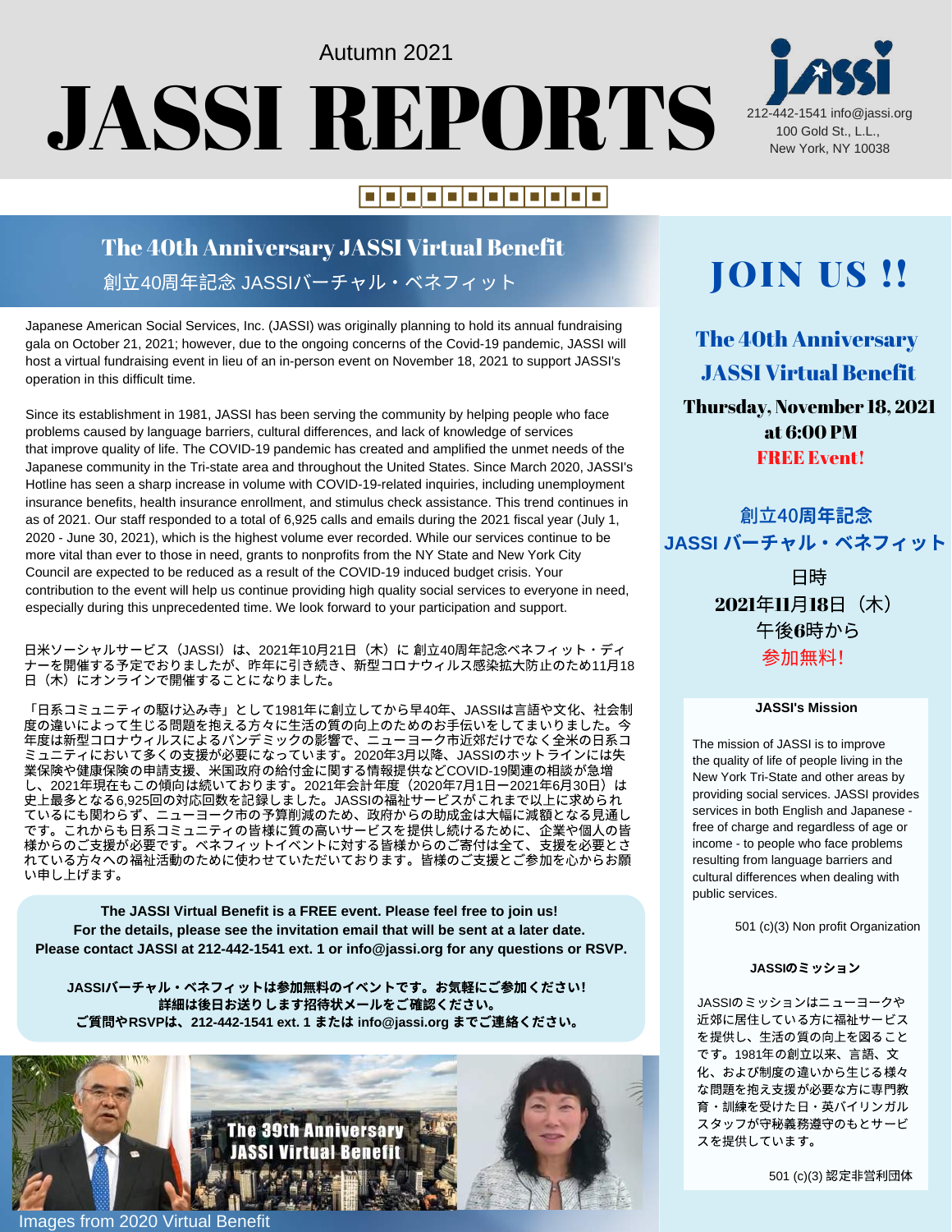Autumn 2021

# JASSI REPORTS

212-442-1541 info@jassi.org
100 Gold St., L.L.,
New York, NY 10038

## The 40th Anniversary JASSI Virtual Benefit
## 創立40周年記念 JASSIバーチャル・ベネフィット

Japanese American Social Services, Inc. (JASSI) was originally planning to hold its annual fundraising gala on October 21, 2021; however, due to the ongoing concerns of the Covid-19 pandemic, JASSI will host a virtual fundraising event in lieu of an in-person event on November 18, 2021 to support JASSI's operation in this difficult time.

Since its establishment in 1981, JASSI has been serving the community by helping people who face problems caused by language barriers, cultural differences, and lack of knowledge of services that improve quality of life. The COVID-19 pandemic has created and amplified the unmet needs of the Japanese community in the Tri-state area and throughout the United States. Since March 2020, JASSI's Hotline has seen a sharp increase in volume with COVID-19-related inquiries, including unemployment insurance benefits, health insurance enrollment, and stimulus check assistance. This trend continues in as of 2021. Our staff responded to a total of 6,925 calls and emails during the 2021 fiscal year (July 1, 2020 - June 30, 2021), which is the highest volume ever recorded. While our services continue to be more vital than ever to those in need, grants to nonprofits from the NY State and New York City Council are expected to be reduced as a result of the COVID-19 induced budget crisis. Your contribution to the event will help us continue providing high quality social services to everyone in need, especially during this unprecedented time. We look forward to your participation and support.

日米ソーシャルサービス（JASSI）は、2021年10月21日（木）に 創立40周年記念ベネフィット・ディナーを開催する予定でおりましたが、昨年に引き続き、新型コロナウィルス感染拡大防止のため11月18日（木）にオンラインで開催することになりました。

「日系コミュニティの駆け込み寺」として1981年に創立してから早40年、JASSIは言語や文化、社会制度の違いによって生じる問題を抱える方々に生活の質の向上のためのお手伝いをしてまいりました。今年度は新型コロナウィルスによるパンデミックの影響で、ニューヨーク市近郊だけでなく全米の日系コミュニティにおいて多くの支援が必要になっています。2020年3月以降、JASSIのホットラインには失業保険や健康保険の申請支援、米国政府の給付金に関する情報提供などCOVID-19関連の相談が急増し、2021年現在もこの傾向は続いております。2021年会計年度（2020年7月1日ー2021年6月30日）は史上最多となる6,925回の対応回数を記録しました。JASSIの福祉サービスがこれまで以上に求められているにも関わらず、ニューヨーク市の予算削減のため、政府からの助成金は大幅に減額となる見通しです。これからも日系コミュニティの皆様に質の高いサービスを提供し続けるために、企業や個人の皆様からのご支援が必要です。ベネフィットイベントに対する皆様からのご寄付は全て、支援を必要とされている方々への福祉活動のために使わせていただいております。皆様のご支援とご参加を心からお願い申し上げます。

**The JASSI Virtual Benefit is a FREE event. Please feel free to join us!**
**For the details, please see the invitation email that will be sent at a later date.**
**Please contact JASSI at 212-442-1541 ext. 1 or info@jassi.org for any questions or RSVP.**

**JASSIバーチャル・ベネフィットは参加無料のイベントです。お気軽にご参加ください!**
**詳細は後日お送りします招待状メールをご確認ください。**
**ご質問やRSVPは、212-442-1541 ext. 1 または info@jassi.org までご連絡ください。**

Images from 2020 Virtual Benefit

# JOIN US !!

## The 40th Anniversary JASSI Virtual Benefit

**Thursday, November 18, 2021**
**at 6:00 PM**
**FREE Event!**

## 創立40周年記念 JASSI バーチャル・ベネフィット

日時
**2021年11月18日（木）**
午後6時から
参加無料!

### JASSI's Mission

The mission of JASSI is to improve the quality of life of people living in the New York Tri-State and other areas by providing social services. JASSI provides services in both English and Japanese - free of charge and regardless of age or income - to people who face problems resulting from language barriers and cultural differences when dealing with public services.

501 (c)(3) Non profit Organization

### JASSIのミッション

JASSIのミッションはニューヨークや近郊に居住している方に福祉サービスを提供し、生活の質の向上を図ることです。1981年の創立以来、言語、文化、および制度の違いから生じる様々な問題を抱え支援が必要な方に専門教育・訓練を受けた日・英バイリンガルスタッフが守秘義務遵守のもとサービスを提供しています。

501 (c)(3) 認定非営利団体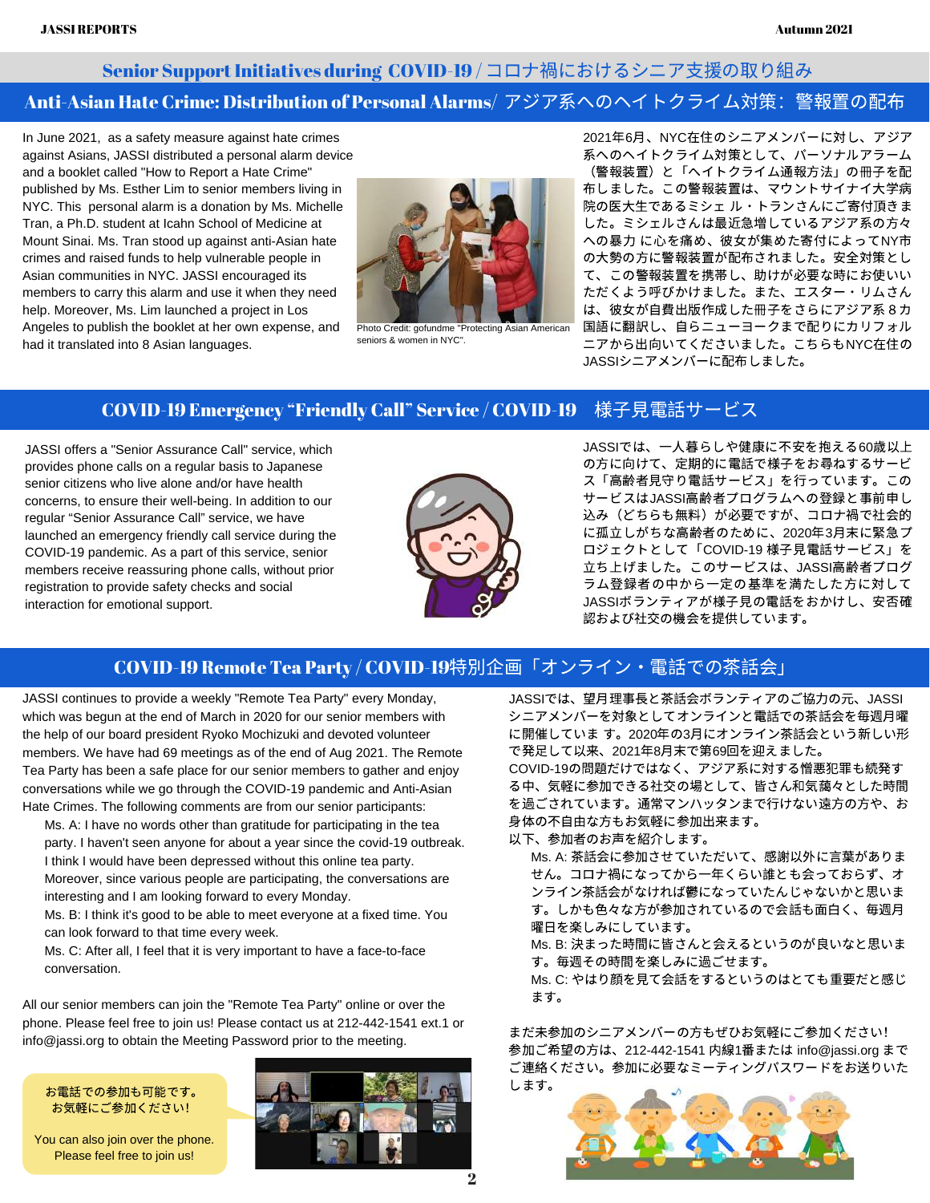## Senior Support Initiatives during COVID-19 / コロナ禍におけるシニア支援の取り組み

### Anti-Asian Hate Crime: Distribution of Personal Alarms/ アジア系へのヘイトクライム対策：警報置の配布

In June 2021, as a safety measure against hate crimes against Asians, JASSI distributed a personal alarm device and a booklet called "How to Report a Hate Crime" published by Ms. Esther Lim to senior members living in NYC. This personal alarm is a donation by Ms. Michelle Tran, a Ph.D. student at Icahn School of Medicine at Mount Sinai. Ms. Tran stood up against anti-Asian hate crimes and raised funds to help vulnerable people in Asian communities in NYC. JASSI encouraged its members to carry this alarm and use it when they need help. Moreover, Ms. Lim launched a project in Los Angeles to publish the booklet at her own expense, and had it translated into 8 Asian languages.

Photo Credit: gofundme "Protecting Asian American seniors & women in NYC".

2021年6月、NYC在住のシニアメンバーに対し、アジア系へのヘイトクライム対策として、パーソナルアラーム（警報装置）と「ヘイトクライム通報方法」の冊子を配布しました。この警報装置は、マウントサイナイ大学病院の医大生であるミシェ ル・トランさんにご寄付頂きました。ミシェルさんは最近急増しているアジア系の方々への暴力 に心を痛め、彼女が集めた寄付によってNY市の大勢の方に警報装置が配布されました。安全対策として、この警報装置を携帯し、助けが必要な時にお使いいただくよう呼びかけました。また、エスター・リムさんは、彼女が自費出版作成した冊子をさらにアジア系８カ国語に翻訳し、自らニューヨークまで配りにカリフォルニアから出向いてくださいました。こちらもNYC在住のJASSIシニアメンバーに配布しました。

### COVID-19 Emergency "Friendly Call" Service / COVID-19　様子見電話サービス

JASSI offers a "Senior Assurance Call" service, which provides phone calls on a regular basis to Japanese senior citizens who live alone and/or have health concerns, to ensure their well-being. In addition to our regular "Senior Assurance Call" service, we have launched an emergency friendly call service during the COVID-19 pandemic. As a part of this service, senior members receive reassuring phone calls, without prior registration to provide safety checks and social interaction for emotional support.

JASSIでは、一人暮らしや健康に不安を抱える60歳以上の方に向けて、定期的に電話で様子をお尋ねするサービス「高齢者見守り電話サービス」を行っています。このサービスはJASSI高齢者プログラムへの登録と事前申し込み（どちらも無料）が必要ですが、コロナ禍で社会的に孤立しがちな高齢者のために、2020年3月末に緊急プロジェクトとして「COVID-19 様子見電話サービス」を立ち上げました。このサービスは、JASSI高齢者プログラム登録者の中から一定の基準を満たした方に対してJASSIボランティアが様子見の電話をおかけし、安否確認および社交の機会を提供しています。

### COVID-19 Remote Tea Party / COVID-19特別企画「オンライン・電話での茶話会」

JASSI continues to provide a weekly "Remote Tea Party" every Monday, which was begun at the end of March in 2020 for our senior members with the help of our board president Ryoko Mochizuki and devoted volunteer members. We have had 69 meetings as of the end of Aug 2021. The Remote Tea Party has been a safe place for our senior members to gather and enjoy conversations while we go through the COVID-19 pandemic and Anti-Asian Hate Crimes. The following comments are from our senior participants:

> Ms. A: I have no words other than gratitude for participating in the tea party. I haven't seen anyone for about a year since the covid-19 outbreak. I think I would have been depressed without this online tea party. Moreover, since various people are participating, the conversations are interesting and I am looking forward to every Monday.
>
> Ms. B: I think it's good to be able to meet everyone at a fixed time. You can look forward to that time every week.
>
> Ms. C: After all, I feel that it is very important to have a face-to-face conversation.

All our senior members can join the "Remote Tea Party" online or over the phone. Please feel free to join us! Please contact us at 212-442-1541 ext.1 or info@jassi.org to obtain the Meeting Password prior to the meeting.

お電話での参加も可能です。お気軽にご参加ください!

You can also join over the phone. Please feel free to join us!

JASSIでは、望月理事長と茶話会ボランティアのご協力の元、JASSIシニアメンバーを対象としてオンラインと電話での茶話会を毎週月曜に開催していま す。2020年の3月にオンライン茶話会という新しい形で発足して以来、2021年8月末で第69回を迎えました。COVID-19の問題だけではなく、アジア系に対する憎悪犯罪も続発する中、気軽に参加できる社交の場として、皆さん和気藹々とした時間を過ごされています。通常マンハッタンまで行けない遠方の方や、お身体の不自由な方もお気軽に参加出来ます。

以下、参加者のお声を紹介します。

> Ms. A: 茶話会に参加させていただいて、感謝以外に言葉がありません。コロナ禍になってから一年くらい誰とも会っておらず、オンライン茶話会がなければ鬱になっていたんじゃないかと思います。しかも色々な方が参加されているので会話も面白く、毎週月曜日を楽しみにしています。
>
> Ms. B: 決まった時間に皆さんと会えるというのが良いなと思います。毎週その時間を楽しみに過ごせます。
>
> Ms. C: やはり顔を見て会話をするというのはとても重要だと感じます。

まだ未参加のシニアメンバーの方もぜひお気軽にご参加ください!参加ご希望の方は、212-442-1541 内線1番または info@jassi.org までご連絡ください。参加に必要なミーティングパスワードをお送りいたします。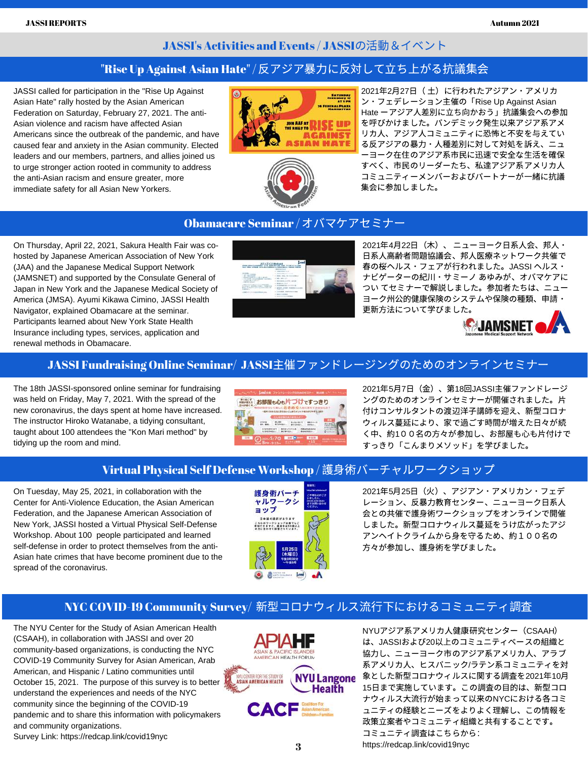# JASSI's Activities and Events / JASSIの活動＆イベント

## "Rise Up Against Asian Hate" / 反アジア暴力に反対して立ち上がる抗議集会

JASSI called for participation in the "Rise Up Against Asian Hate" rally hosted by the Asian American Federation on Saturday, February 27, 2021. The anti-Asian violence and racism have affected Asian Americans since the outbreak of the pandemic, and have caused fear and anxiety in the Asian community. Elected leaders and our members, partners, and allies joined us to urge stronger action rooted in community to address the anti-Asian racism and ensure greater, more immediate safety for all Asian New Yorkers.

2021年2月27日（土）に行われたアジアン・アメリカン・フェデレーション主催の「Rise Up Against Asian Hate ーアジア人差別に立ち向かおう」抗議集会への参加を呼びかけました。パンデミック発生以来アジア系アメリカ人、アジア人コミュニティに恐怖と不安を与えている反アジアの暴力・人種差別に対して対処を訴え、ニューヨーク在住のアジア系市民に迅速で安全な生活を確保すべく、市民のリーダーたち、私達アジア系アメリカ人コミュニティーメンバーおよびパートナーが一緒に抗議集会に参加しました。

## Obamacare Seminar / オバマケアセミナー

On Thursday, April 22, 2021, Sakura Health Fair was co-hosted by Japanese American Association of New York (JAA) and the Japanese Medical Support Network (JAMSNET) and supported by the Consulate General of Japan in New York and the Japanese Medical Society of America (JMSA). Ayumi Kikawa Cimino, JASSI Health Navigator, explained Obamacare at the seminar. Participants learned about New York State Health Insurance including types, services, application and renewal methods in Obamacare.

2021年4月22日（木）、ニューヨーク日系人会、邦人・日系人高齢者問題協議会、邦人医療ネットワーク共催で春の桜ヘルス・フェアが行われました。JASSI ヘルス・ナビゲーターの紀川・サミーノ あゆみが、オバマケアについ てセミナーで解説しました。参加者たちは、ニューヨーク州公的健康保険のシステムや保険の種類、申請・更新方法について学びました。

## JASSI Fundraising Online Seminar/ JASSI主催ファンドレージングのためのオンラインセミナー

The 18th JASSI-sponsored online seminar for fundraising was held on Friday, May 7, 2021. With the spread of the new coronavirus, the days spent at home have increased. The instructor Hiroko Watanabe, a tidying consultant, taught about 100 attendees the "Kon Mari method" by tidying up the room and mind.

2021年5月7日（金）、第18回JASSI主催ファンドレージングのためのオンラインセミナーが開催されました。片付けコンサルタントの渡辺洋子講師を迎え、新型コロナウィルス蔓延により、家で過ごす時間が増えた日々が続く中、約１００名の方々が参加し、お部屋も心も片付けですっきり「こんまりメソッド」を学びました。

## Virtual Physical Self Defense Workshop / 護身術バーチャルワークショップ

On Tuesday, May 25, 2021, in collaboration with the Center for Anti-Violence Education, the Asian American Federation, and the Japanese American Association of New York, JASSI hosted a Virtual Physical Self-Defense Workshop. About 100 people participated and learned self-defense in order to protect themselves from the anti-Asian hate crimes that have become prominent due to the spread of the coronavirus.

2021年5月25日（火）、アジアン・アメリカン・フェデレーション、反暴力教育センター、ニューヨーク日系人会との共催で護身術ワークショップをオンラインで開催しました。新型コロナウィルス蔓延をうけ広がったアジアンヘイトクライムから身を守るため、約１００名の方々が参加し、護身術を学びました。

## NYC COVID-19 Community Survey/ 新型コロナウィルス流行下におけるコミュニティ調査

The NYU Center for the Study of Asian American Health (CSAAH), in collaboration with JASSI and over 20 community-based organizations, is conducting the NYC COVID-19 Community Survey for Asian American, Arab American, and Hispanic / Latino communities until October 15, 2021. The purpose of this survey is to better understand the experiences and needs of the NYC community since the beginning of the COVID-19 pandemic and to share this information with policymakers and community organizations.
Survey Link: https://redcap.link/covid19nyc

NYUアジア系アメリカ人健康研究センター（CSAAH）は、JASSIおよび20以上のコミュニティベースの組織と協力し、ニューヨーク市のアジア系アメリカ人、アラブ系アメリカ人、ヒスパニック/ラテン系コミュニティを対象とした新型コロナウィルスに関する調査を2021年10月15日まで実施しています。この調査の目的は、新型コロナウィルス大流行が始まって以来のNYCにおける各コミュニティの経験とニーズをよりよく理解し、この情報を政策立案者やコミュニティ組織と共有することです。
コミュニティ調査はこちらから:
https://redcap.link/covid19nyc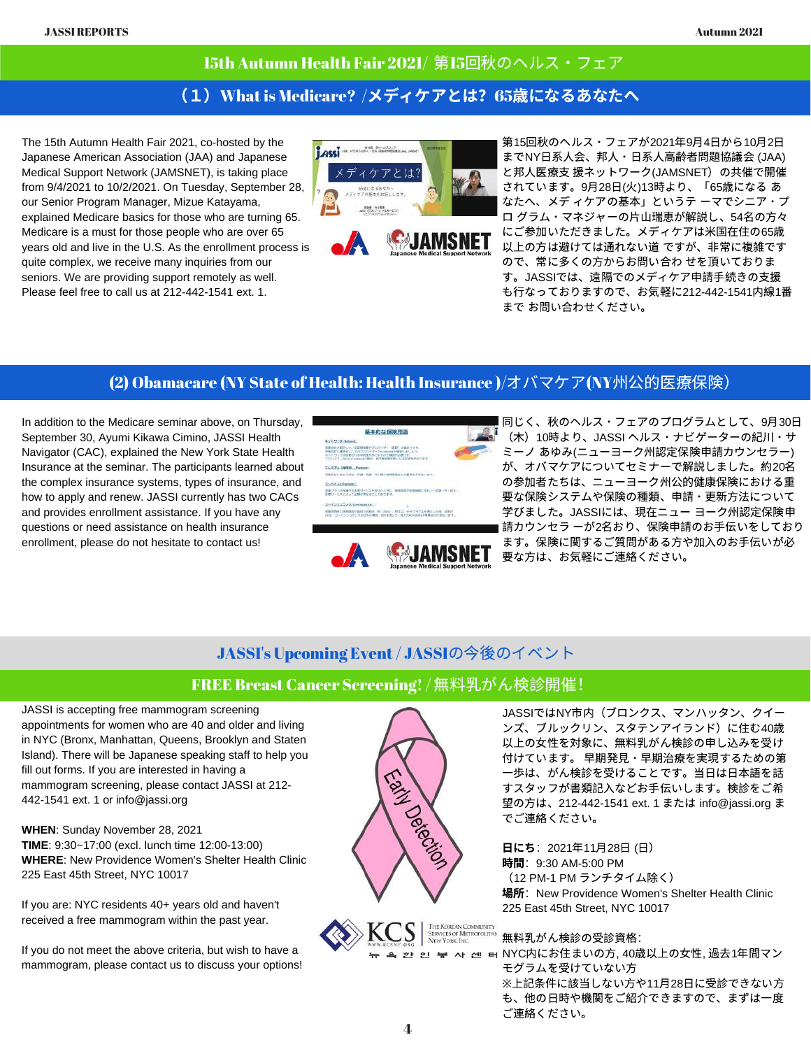# 15th Autumn Health Fair 2021/ 第15回秋のヘルス・フェア

## （1）What is Medicare? /メディケアとは? 65歳になるあなたへ

The 15th Autumn Health Fair 2021, co-hosted by the Japanese American Association (JAA) and Japanese Medical Support Network (JAMSNET), is taking place from 9/4/2021 to 10/2/2021. On Tuesday, September 28, our Senior Program Manager, Mizue Katayama, explained Medicare basics for those who are turning 65. Medicare is a must for those people who are over 65 years old and live in the U.S. As the enrollment process is quite complex, we receive many inquiries from our seniors. We are providing support remotely as well. Please feel free to call us at 212-442-1541 ext. 1.

第15回秋のヘルス・フェアが2021年9月4日から10月2日までNY日系人会、邦人・日系人高齢者問題協議会 (JAA)と邦人医療支援ネットワーク(JAMSNET）の共催で開催されています。9月28日(火)13時より、「65歳になる あなたへ、メディケアの基本」というテーマでシニア・プログラム・マネジャーの片山瑞恵が解説し、54名の方々にご参加いただきました。メディケアは米国在住の65歳以上の方は避けては通れない道 ですが、非常に複雑ですので、常に多くの方からお問い合わせを頂いております。JASSIでは、遠隔でのメディケア申請手続きの支援も行なっておりますので、お気軽に212-442-1541内線1番まで お問い合わせください。

## (2) Obamacare (NY State of Health: Health Insurance )/オバマケア(NY州公的医療保険）

In addition to the Medicare seminar above, on Thursday, September 30, Ayumi Kikawa Cimino, JASSI Health Navigator (CAC), explained the New York State Health Insurance at the seminar. The participants learned about the complex insurance systems, types of insurance, and how to apply and renew. JASSI currently has two CACs and provides enrollment assistance. If you have any questions or need assistance on health insurance enrollment, please do not hesitate to contact us!

同じく、秋のヘルス・フェアのプログラムとして、9月30日（木）10時より、JASSI ヘルス・ナビゲーターの紀川・サミーノ あゆみ(ニューヨーク州認定保険申請カウンセラー)が、オバマケアについてセミナーで解説しました。約20名の参加者たちは、ニューヨーク州公的健康保険における重要な保険システムや保険の種類、申請・更新方法について学びました。JASSIには、現在ニュー ヨーク州認定保険申請カウンセラ ーが2名おり、保険申請のお手伝いをしております。保険に関するご質問がある方や加入のお手伝いが必要な方は、お気軽にご連絡ください。

# JASSI's Upcoming Event / JASSIの今後のイベント

## FREE Breast Cancer Screening! / 無料乳がん検診開催!

JASSI is accepting free mammogram screening appointments for women who are 40 and older and living in NYC (Bronx, Manhattan, Queens, Brooklyn and Staten Island). There will be Japanese speaking staff to help you fill out forms. If you are interested in having a mammogram screening, please contact JASSI at 212-442-1541 ext. 1 or info@jassi.org

**WHEN**: Sunday November 28, 2021
**TIME**: 9:30~17:00 (excl. lunch time 12:00-13:00)
**WHERE**: New Providence Women's Shelter Health Clinic
225 East 45th Street, NYC 10017

If you are: NYC residents 40+ years old and haven't received a free mammogram within the past year.

If you do not meet the above criteria, but wish to have a mammogram, please contact us to discuss your options!

JASSIではNY市内（ブロンクス、マンハッタン、クイーンズ、ブルックリン、スタテンアイランド）に住む40歳以上の女性を対象に、無料乳がん検診の申し込みを受け付けています。 早期発見・早期治療を実現するための第一歩は、がん検診を受けることです。当日は日本語を話すスタッフが書類記入などお手伝いします。検診をご希望の方は、212-442-1541 ext. 1 または info@jassi.org までご連絡ください。

**日にち**：2021年11月28日 (日)
**時間**：9:30 AM-5:00 PM
（12 PM-1 PM ランチタイム除く）
**場所**：New Providence Women's Shelter Health Clinic
225 East 45th Street, NYC 10017

無料乳がん検診の受診資格:
NYC内にお住まいの方, 40歳以上の女性, 過去1年間マンモグラムを受けていない方
※上記条件に該当しない方や11月28日に受診できない方も、他の日時や機関をご紹介できますので、まずは一度ご連絡ください。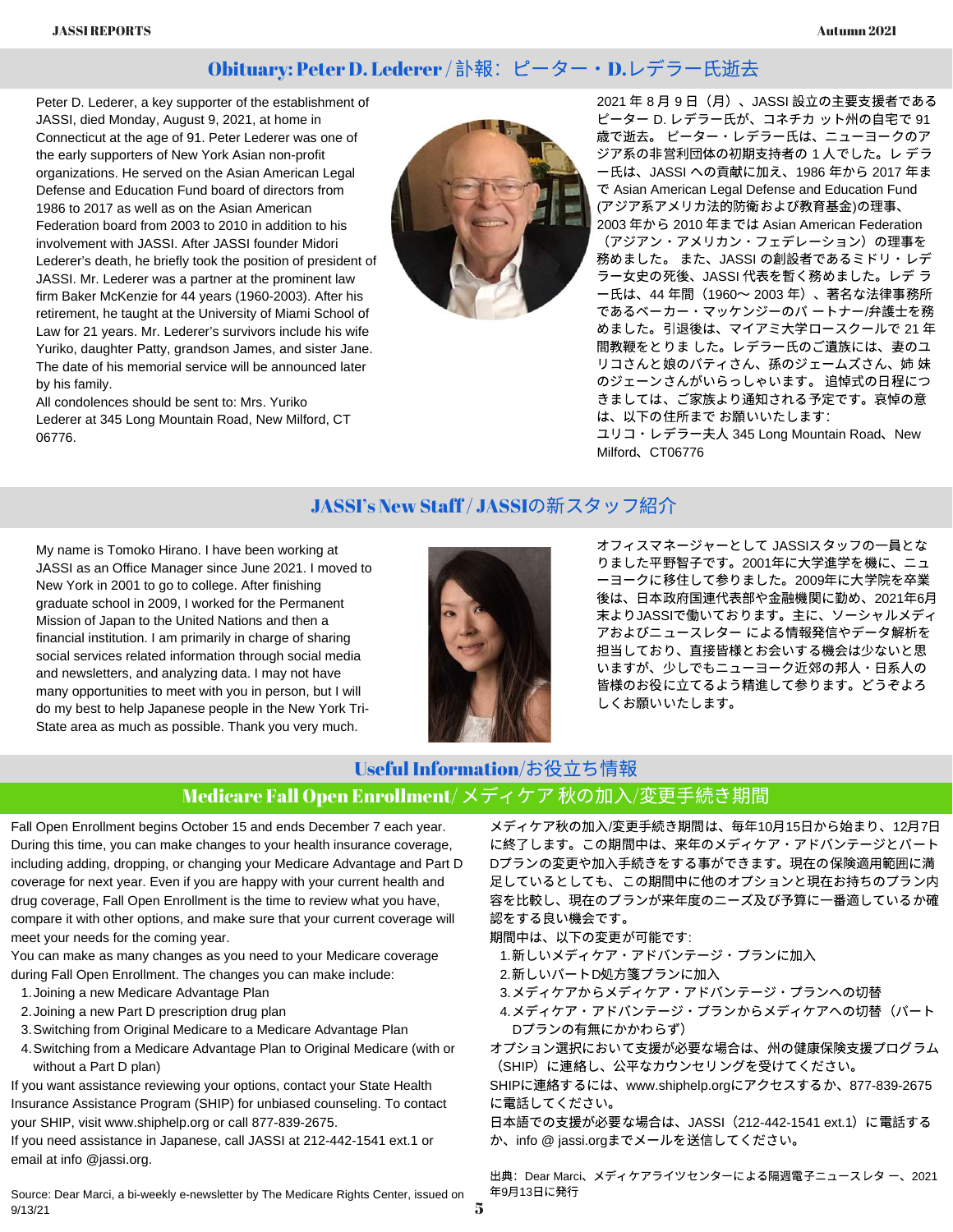## Obituary: Peter D. Lederer / 訃報：ピーター・D.レデラー氏逝去

Peter D. Lederer, a key supporter of the establishment of JASSI, died Monday, August 9, 2021, at home in Connecticut at the age of 91. Peter Lederer was one of the early supporters of New York Asian non-profit organizations. He served on the Asian American Legal Defense and Education Fund board of directors from 1986 to 2017 as well as on the Asian American Federation board from 2003 to 2010 in addition to his involvement with JASSI. After JASSI founder Midori Lederer's death, he briefly took the position of president of JASSI. Mr. Lederer was a partner at the prominent law firm Baker McKenzie for 44 years (1960-2003). After his retirement, he taught at the University of Miami School of Law for 21 years. Mr. Lederer's survivors include his wife Yuriko, daughter Patty, grandson James, and sister Jane. The date of his memorial service will be announced later by his family.

All condolences should be sent to: Mrs. Yuriko Lederer at 345 Long Mountain Road, New Milford, CT 06776.

2021 年 8 月 9 日（月）、JASSI 設立の主要支援者であるピーター D. レデラー氏が、コネチカ ット州の自宅で 91 歳で逝去。 ピーター・レデラー氏は、ニューヨークのアジア系の非営利団体の初期支持者の 1 人でした。レ デラー氏は、JASSI への貢献に加え、1986 年から 2017 年まで Asian American Legal Defense and Education Fund (アジア系アメリカ法的防衛および教育基金)の理事、2003 年から 2010 年までは Asian American Federation（アジアン・アメリカン・フェデレーション）の理事を務めました。 また、JASSI の創設者であるミドリ・レデラー女史の死後、JASSI 代表を暫く務めました。レデ ラー氏は、44 年間（1960～ 2003 年）、著名な法律事務所であるベーカー・マッケンジーのパ ートナー/弁護士を務めました。引退後は、マイアミ大学ロースクールで 21 年間教鞭をとりま した。レデラー氏のご遺族には、妻のユリコさんと娘のパティさん、孫のジェームズさん、姉 妹のジェーンさんがいらっしゃいます。 追悼式の日程につきましては、ご家族より通知される予定です。哀悼の意は、以下の住所まで お願いいたします:

ユリコ・レデラー夫人 345 Long Mountain Road、New Milford、CT06776

## JASSI's New Staff / JASSIの新スタッフ紹介

My name is Tomoko Hirano. I have been working at JASSI as an Office Manager since June 2021. I moved to New York in 2001 to go to college. After finishing graduate school in 2009, I worked for the Permanent Mission of Japan to the United Nations and then a financial institution. I am primarily in charge of sharing social services related information through social media and newsletters, and analyzing data. I may not have many opportunities to meet with you in person, but I will do my best to help Japanese people in the New York Tri-State area as much as possible. Thank you very much.

オフィスマネージャーとして JASSIスタッフの一員となりました平野智子です。2001年に大学進学を機に、ニューヨークに移住して参りました。2009年に大学院を卒業後は、日本政府国連代表部や金融機関に勤め、2021年6月末よりJASSIで働いております。主に、ソーシャルメディアおよびニュースレター による情報発信やデータ解析を担当しており、直接皆様とお会いする機会は少ないと思いますが、少しでもニューヨーク近郊の邦人・日系人の皆様のお役に立てるよう精進して参ります。どうぞよろしくお願いいたします。

## Useful Information/お役立ち情報

### Medicare Fall Open Enrollment/ メディケア 秋の加入/変更手続き期間

Fall Open Enrollment begins October 15 and ends December 7 each year. During this time, you can make changes to your health insurance coverage, including adding, dropping, or changing your Medicare Advantage and Part D coverage for next year. Even if you are happy with your current health and drug coverage, Fall Open Enrollment is the time to review what you have, compare it with other options, and make sure that your current coverage will meet your needs for the coming year.

You can make as many changes as you need to your Medicare coverage during Fall Open Enrollment. The changes you can make include:

1. Joining a new Medicare Advantage Plan
2. Joining a new Part D prescription drug plan
3. Switching from Original Medicare to a Medicare Advantage Plan
4. Switching from a Medicare Advantage Plan to Original Medicare (with or without a Part D plan)

If you want assistance reviewing your options, contact your State Health Insurance Assistance Program (SHIP) for unbiased counseling. To contact your SHIP, visit www.shiphelp.org or call 877-839-2675.

If you need assistance in Japanese, call JASSI at 212-442-1541 ext.1 or email at info @jassi.org.

Source: Dear Marci, a bi-weekly e-newsletter by The Medicare Rights Center, issued on 9/13/21

メディケア秋の加入/変更手続き期間は、毎年10月15日から始まり、12月7日に終了します。この期間中は、来年のメディケア・アドバンテージとパートDプランの変更や加入手続きをする事ができます。現在の保険適用範囲に満足しているとしても、この期間中に他のオプションと現在お持ちのプラン内容を比較し、現在のプランが来年度のニーズ及び予算に一番適しているか確認をする良い機会です。

期間中は、以下の変更が可能です:

1. 新しいメディケア・アドバンテージ・プランに加入
2. 新しいパートD処方箋プランに加入
3. メディケアからメディケア・アドバンテージ・プランへの切替
4. メディケア・アドバンテージ・プランからメディケアへの切替（パートDプランの有無にかかわらず）

オプション選択において支援が必要な場合は、州の健康保険支援プログラム（SHIP）に連絡し、公平なカウンセリングを受けてください。

SHIPに連絡するには、www.shiphelp.orgにアクセスするか、877-839-2675に電話してください。

日本語での支援が必要な場合は、JASSI（212-442-1541 ext.1）に電話するか、info @ jassi.orgまでメールを送信してください。

出典：Dear Marci、メディケアライツセンターによる隔週電子ニュースレタ ー、2021年9月13日に発行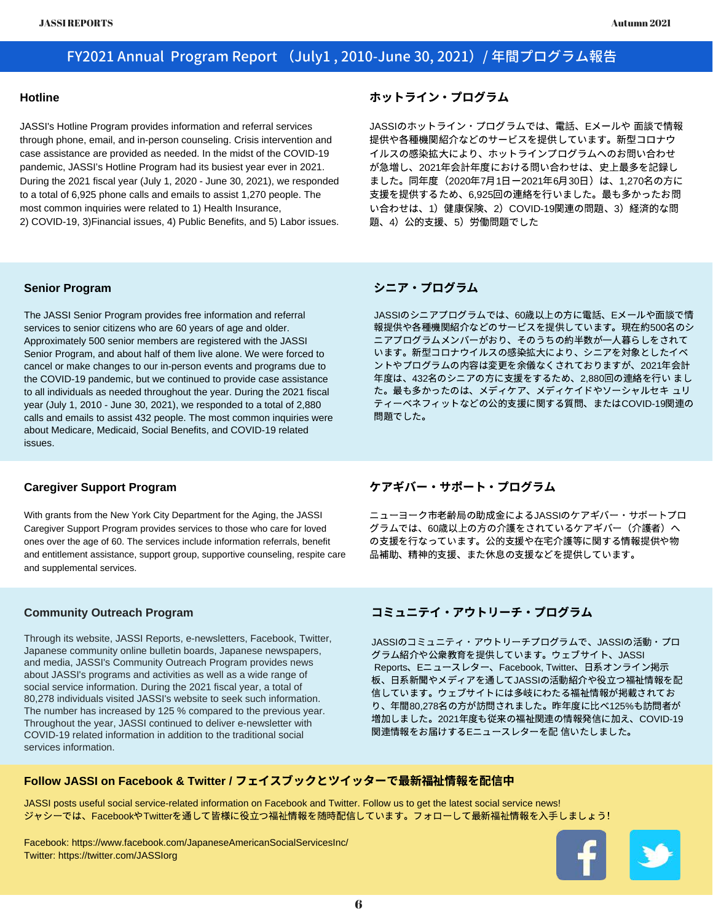# FY2021 Annual Program Report （July1 , 2010-June 30, 2021）/ 年間プログラム報告

## Hotline

JASSI's Hotline Program provides information and referral services through phone, email, and in-person counseling. Crisis intervention and case assistance are provided as needed. In the midst of the COVID-19 pandemic, JASSI's Hotline Program had its busiest year ever in 2021. During the 2021 fiscal year (July 1, 2020 - June 30, 2021), we responded to a total of 6,925 phone calls and emails to assist 1,270 people. The most common inquiries were related to 1) Health Insurance, 2) COVID-19, 3)Financial issues, 4) Public Benefits, and 5) Labor issues.

## ホットライン・プログラム

JASSIのホットライン・プログラムでは、電話、Eメールや 面談で情報提供や各種機関紹介などのサービスを提供しています。新型コロナウイルスの感染拡大により、ホットラインプログラムへのお問い合わせが急増し、2021年会計年度における問い合わせは、史上最多を記録しました。同年度（2020年7月1日ー2021年6月30日）は、1,270名の方に支援を提供するため、6,925回の連絡を行いました。最も多かったお問い合わせは、1）健康保険、2）COVID-19関連の問題、3）経済的な問題、4）公的支援、5）労働問題でした

## Senior Program

The JASSI Senior Program provides free information and referral services to senior citizens who are 60 years of age and older. Approximately 500 senior members are registered with the JASSI Senior Program, and about half of them live alone. We were forced to cancel or make changes to our in-person events and programs due to the COVID-19 pandemic, but we continued to provide case assistance to all individuals as needed throughout the year. During the 2021 fiscal year (July 1, 2010 - June 30, 2021), we responded to a total of 2,880 calls and emails to assist 432 people. The most common inquiries were about Medicare, Medicaid, Social Benefits, and COVID-19 related issues.

## シニア・プログラム

JASSIのシニアプログラムでは、60歳以上の方に電話、Eメールや面談で情報提供や各種機関紹介などのサービスを提供しています。現在約500名のシニアプログラムメンバーがおり、そのうちの約半数が一人暮らしをされています。新型コロナウイルスの感染拡大により、シニアを対象としたイベントやプログラムの内容は変更を余儀なくされておりますが、2021年会計年度は、432名のシニアの方に支援をするため、2,880回の連絡を行い ました。最も多かったのは、メディケア、メディケイドやソーシャルセキ ュリティーベネフィットなどの公的支援に関する質問、またはCOVID-19関連の問題でした。

## Caregiver Support Program

With grants from the New York City Department for the Aging, the JASSI Caregiver Support Program provides services to those who care for loved ones over the age of 60. The services include information referrals, benefit and entitlement assistance, support group, supportive counseling, respite care and supplemental services.

## ケアギバー・サポート・プログラム

ニューヨーク市老齢局の助成金によるJASSIのケアギバー・サポートプログラムでは、60歳以上の方の介護をされているケアギバー（介護者）への支援を行なっています。公的支援や在宅介護等に関する情報提供や物品補助、精神的支援、また休息の支援などを提供しています。

## Community Outreach Program

Through its website, JASSI Reports, e-newsletters, Facebook, Twitter, Japanese community online bulletin boards, Japanese newspapers, and media, JASSI's Community Outreach Program provides news about JASSI's programs and activities as well as a wide range of social service information. During the 2021 fiscal year, a total of 80,278 individuals visited JASSI's website to seek such information. The number has increased by 125 % compared to the previous year. Throughout the year, JASSI continued to deliver e-newsletter with COVID-19 related information in addition to the traditional social services information.

## コミュニテイ・アウトリーチ・プログラム

JASSIのコミュニティ・アウトリーチプログラムで、JASSIの活動・プログラム紹介や公衆教育を提供しています。ウェブサイト、JASSI Reports、Eニュースレター、Facebook, Twitter、日系オンライン掲示板、日系新聞やメディアを通してJASSIの活動紹介や役立つ福祉情報を配信しています。ウェブサイトには多岐にわたる福祉情報が掲載されており、年間80,278名の方が訪問されました。昨年度に比べ125%も訪問者が増加しました。2021年度も従来の福祉関連の情報発信に加え、COVID-19関連情報をお届けするEニュースレターを配 信いたしました。

## Follow JASSI on Facebook & Twitter / フェイスブックとツイッターで最新福祉情報を配信中

JASSI posts useful social service-related information on Facebook and Twitter. Follow us to get the latest social service news!
ジャシーでは、FacebookやTwitterを通して皆様に役立つ福祉情報を随時配信しています。フォローして最新福祉情報を入手しましょう!

Facebook: https://www.facebook.com/JapaneseAmericanSocialServicesInc/
Twitter: https://twitter.com/JASSIorg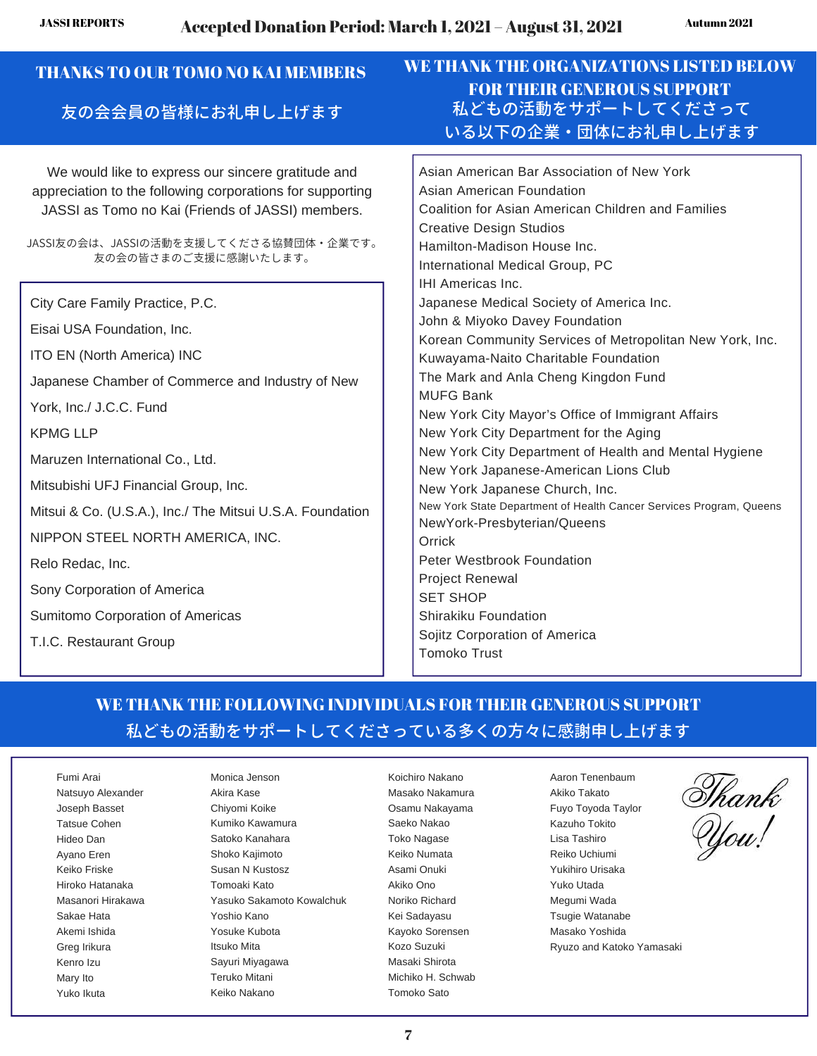Accepted Donation Period: March 1, 2021 – August 31, 2021

## THANKS TO OUR TOMO NO KAI MEMBERS

## 友の会会員の皆様にお礼申し上げます

We would like to express our sincere gratitude and appreciation to the following corporations for supporting JASSI as Tomo no Kai (Friends of JASSI) members.

JASSI友の会は、JASSIの活動を支援してくださる協賛団体・企業です。友の会の皆さまのご支援に感謝いたします。

- City Care Family Practice, P.C.
- Eisai USA Foundation, Inc.
- ITO EN (North America) INC
- Japanese Chamber of Commerce and Industry of New York, Inc./ J.C.C. Fund
- KPMG LLP
- Maruzen International Co., Ltd.
- Mitsubishi UFJ Financial Group, Inc.
- Mitsui & Co. (U.S.A.), Inc./ The Mitsui U.S.A. Foundation
- NIPPON STEEL NORTH AMERICA, INC.
- Relo Redac, Inc.
- Sony Corporation of America
- Sumitomo Corporation of Americas
- T.I.C. Restaurant Group

## WE THANK THE ORGANIZATIONS LISTED BELOW FOR THEIR GENEROUS SUPPORT

## 私どもの活動をサポートしてくださっている以下の企業・団体にお礼申し上げます

- Asian American Bar Association of New York
- Asian American Foundation
- Coalition for Asian American Children and Families
- Creative Design Studios
- Hamilton-Madison House Inc.
- International Medical Group, PC
- IHI Americas Inc.
- Japanese Medical Society of America Inc.
- John & Miyoko Davey Foundation
- Korean Community Services of Metropolitan New York, Inc.
- Kuwayama-Naito Charitable Foundation
- The Mark and Anla Cheng Kingdon Fund
- MUFG Bank
- New York City Mayor's Office of Immigrant Affairs
- New York City Department for the Aging
- New York City Department of Health and Mental Hygiene
- New York Japanese-American Lions Club
- New York Japanese Church, Inc.
- New York State Department of Health Cancer Services Program, Queens
- NewYork-Presbyterian/Queens
- Orrick
- Peter Westbrook Foundation
- Project Renewal
- SET SHOP
- Shirakiku Foundation
- Sojitz Corporation of America
- Tomoko Trust

## WE THANK THE FOLLOWING INDIVIDUALS FOR THEIR GENEROUS SUPPORT

## 私どもの活動をサポートしてくださっている多くの方々に感謝申し上げます

Fumi Arai
Natsuyo Alexander
Joseph Basset
Tatsue Cohen
Hideo Dan
Ayano Eren
Keiko Friske
Hiroko Hatanaka
Masanori Hirakawa
Sakae Hata
Akemi Ishida
Greg Irikura
Kenro Izu
Mary Ito
Yuko Ikuta
Monica Jenson
Akira Kase
Chiyomi Koike
Kumiko Kawamura
Satoko Kanahara
Shoko Kajimoto
Susan N Kustosz
Tomoaki Kato
Yasuko Sakamoto Kowalchuk
Yoshio Kano
Yosuke Kubota
Itsuko Mita
Sayuri Miyagawa
Teruko Mitani
Keiko Nakano
Koichiro Nakano
Masako Nakamura
Osamu Nakayama
Saeko Nakao
Toko Nagase
Keiko Numata
Asami Onuki
Akiko Ono
Noriko Richard
Kei Sadayasu
Kayoko Sorensen
Kozo Suzuki
Masaki Shirota
Michiko H. Schwab
Tomoko Sato
Aaron Tenenbaum
Akiko Takato
Fuyo Toyoda Taylor
Kazuho Tokito
Lisa Tashiro
Reiko Uchiumi
Yukihiro Urisaka
Yuko Utada
Megumi Wada
Tsugie Watanabe
Masako Yoshida
Ryuzo and Katoko Yamasaki

*Thank You!*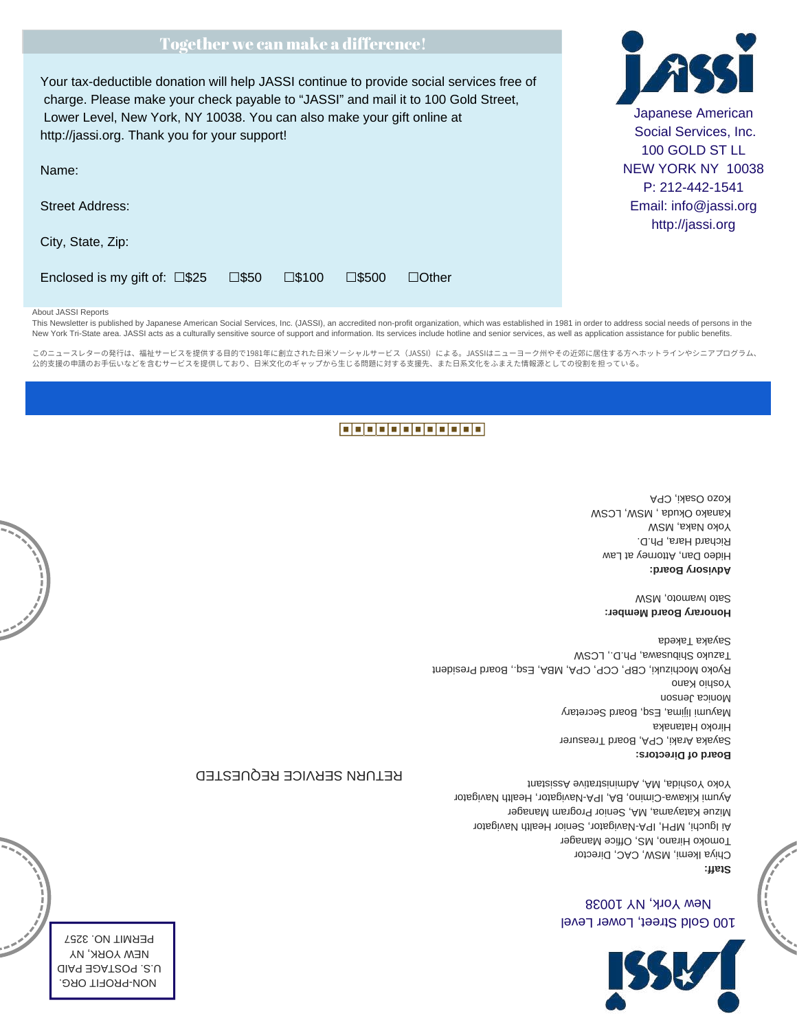## Together we can make a difference!

Your tax-deductible donation will help JASSI continue to provide social services free of charge. Please make your check payable to "JASSI" and mail it to 100 Gold Street, Lower Level, New York, NY 10038. You can also make your gift online at http://jassi.org. Thank you for your support!

Name:

Street Address:

City, State, Zip:

Enclosed is my gift of: ☐$25 ☐$50 ☐$100 ☐$500 ☐Other

JASSI

Japanese American Social Services, Inc.
100 GOLD ST LL
NEW YORK NY 10038
P: 212-442-1541
Email: info@jassi.org
http://jassi.org

About JASSI Reports

This Newsletter is published by Japanese American Social Services, Inc. (JASSI), an accredited non-profit organization, which was established in 1981 in order to address social needs of persons in the New York Tri-State area. JASSI acts as a culturally sensitive source of support and information. Its services include hotline and senior services, as well as application assistance for public benefits.

このニュースレターの発行は、福祉サービスを提供する目的で1981年に創立された日米ソーシャルサービス（JASSI）による。JASSIはニューヨーク州やその近郊に居住する方へホットラインやシニアプログラム、公的支援の申請のお手伝いなどを含むサービスを提供しており、日米文化のギャップから生じる問題に対する支援先、また日系文化をふまえた情報源としての役割を担っている。

JASSI

100 Gold Street, Lower Level
New York, NY 10038

**Staff:**

Chiya Ikemi, MSW, CAC, Director
Tomoko Hirano, MS, Office Manager
Ai Iguchi, MPH, IPA-Navigator, Senior Health Navigator
Mizue Katayama, MA, Senior Program Manager
Ayumi Kikawa-Cimino, BA, IPA-Navigator, Health Navigator
Yoko Yoshida, MA, Administrative Assistant

**Board of Directors:**

Sayaka Araki, CPA, Board Treasurer
Hiroko Hatanaka
Mayumi Iijima, Esq, Board Secretary
Monica Jenson
Yoshio Kano
Ryoko Mochizuki, CBP, CCP, CPA, MBA, Esq., Board President
Tazuko Shibusawa, Ph.D., LCSW
Sayaka Takeda

**Honorary Board Member:**

Sato Iwamoto, MSW

**Advisory Board:**

Hideo Dan, Attorney at Law
Richard Hara, Ph.D.
Yoko Naka, MSW
Kanako Okuda , MSW, LCSW
Kozo Osaki, CPA

RETURN SERVICE REQUESTED

NON-PROFIT ORG.
U.S. POSTAGE PAID
NEW YORK, NY
PERMIT NO. 3257